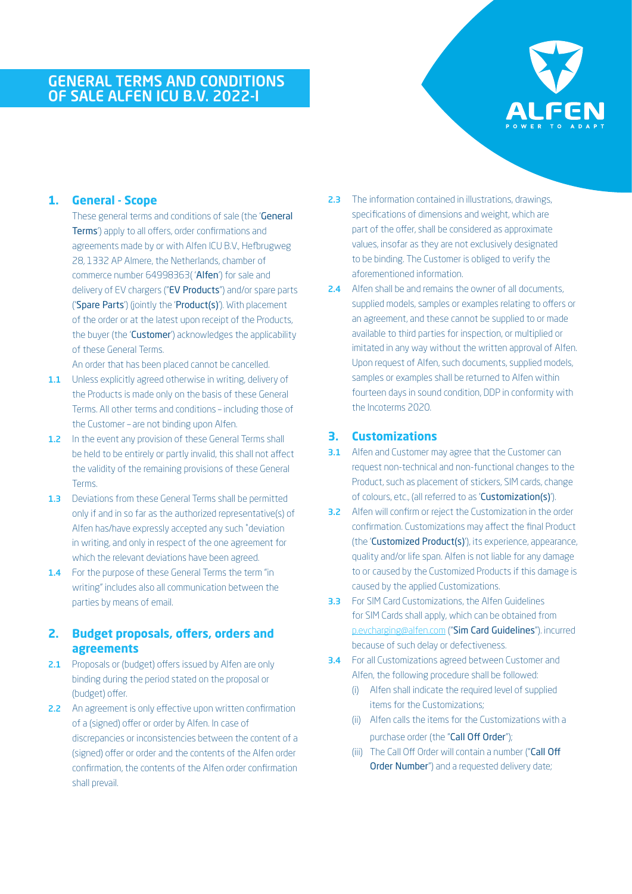# GENERAL TERMS AND CONDITIONS OF SALE ALFEN ICU B.V. 2022-I

## 1. General - Scope

These general terms and conditions of sale (the '**General Terms**') apply to all offers, order confirmations and agreements made by or with Alfen ICU B.V., Hefbrugweg 28, 1332 AP Almere, the Netherlands, chamber of commerce number 64998363( '**Alfen**') for sale and delivery of EV chargers ("**EV Products**") and/or spare parts ('**Spare Parts**') (jointly the '**Product(s)**'). With placement of the order or at the latest upon receipt of the Products, the buyer (the '**Customer**') acknowledges the applicability of these General Terms.

An order that has been placed cannot be cancelled.

**1.1** Unless explicitly agreed otherwise in writing, delivery of the Products is made only on the basis of these General Terms. All other terms and conditions – including those of the Customer – are not binding upon Alfen.

**1.2** In the event any provision of these General Terms shall be held to be entirely or partly invalid, this shall not affect the validity of the remaining provisions of these General Terms.

**1.3** Deviations from these General Terms shall be permitted only if and in so far as the authorized representative(s) of Alfen has/have expressly accepted any such "deviation in writing, and only in respect of the one agreement for which the relevant deviations have been agreed.

**1.4** For the purpose of these General Terms the term "in writing" includes also all communication between the parties by means of email.

## 2. Budget proposals, offers, orders and agreements

**2.1** Proposals or (budget) offers issued by Alfen are only binding during the period stated on the proposal or (budget) offer.

**2.2** An agreement is only effective upon written confirmation of a (signed) offer or order by Alfen. In case of discrepancies or inconsistencies between the content of a (signed) offer or order and the contents of the Alfen order confirmation, the contents of the Alfen order confirmation shall prevail.

**2.3** The information contained in illustrations, drawings, specifications of dimensions and weight, which are part of the offer, shall be considered as approximate values, insofar as they are not exclusively designated to be binding. The Customer is obliged to verify the aforementioned information.

**2.4** Alfen shall be and remains the owner of all documents, supplied models, samples or examples relating to offers or an agreement, and these cannot be supplied to or made available to third parties for inspection, or multiplied or imitated in any way without the written approval of Alfen. Upon request of Alfen, such documents, supplied models, samples or examples shall be returned to Alfen within fourteen days in sound condition, DDP in conformity with the Incoterms 2020.

## 3. Customizations

**3.1** Alfen and Customer may agree that the Customer can request non-technical and non-functional changes to the Product, such as placement of stickers, SIM cards, change of colours, etc., (all referred to as '**Customization(s)**').

**3.2** Alfen will confirm or reject the Customization in the order confirmation. Customizations may affect the final Product (the '**Customized Product(s)**'), its experience, appearance, quality and/or life span. Alfen is not liable for any damage to or caused by the Customized Products if this damage is caused by the applied Customizations.

**3.3** For SIM Card Customizations, the Alfen Guidelines for SIM Cards shall apply, which can be obtained from p.evcharging@alfen.com ("**Sim Card Guidelines**"). incurred because of such delay or defectiveness.

**3.4** For all Customizations agreed between Customer and Alfen, the following procedure shall be followed:

(i) Alfen shall indicate the required level of supplied items for the Customizations;

(ii) Alfen calls the items for the Customizations with a purchase order (the "**Call Off Order**");

(iii) The Call Off Order will contain a number ("**Call Off Order Number**") and a requested delivery date;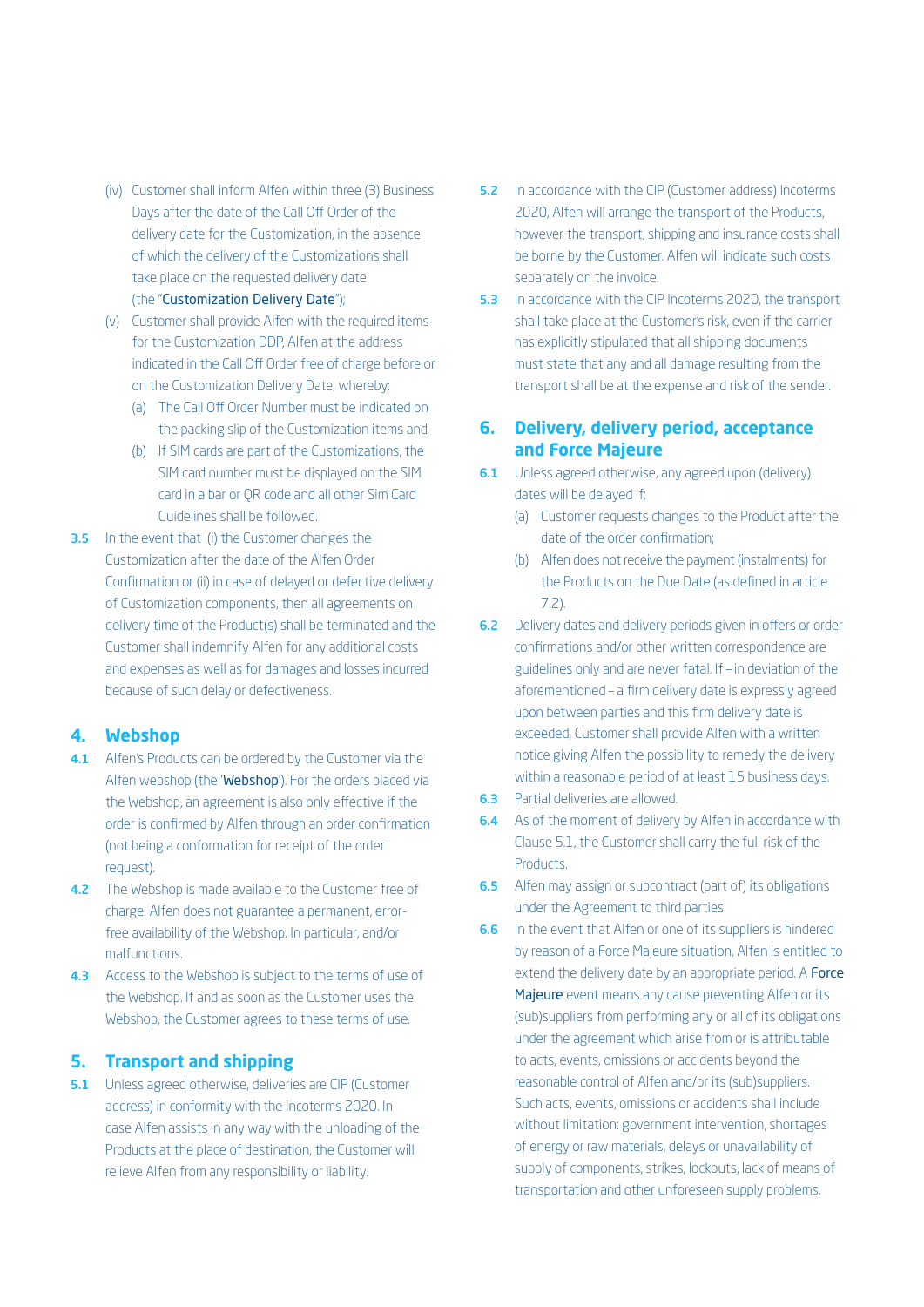(iv) Customer shall inform Alfen within three (3) Business Days after the date of the Call Off Order of the delivery date for the Customization, in the absence of which the delivery of the Customizations shall take place on the requested delivery date (the "**Customization Delivery Date**");

(v) Customer shall provide Alfen with the required items for the Customization DDP, Alfen at the address indicated in the Call Off Order free of charge before or on the Customization Delivery Date, whereby:

- (a) The Call Off Order Number must be indicated on the packing slip of the Customization items and
- (b) If SIM cards are part of the Customizations, the SIM card number must be displayed on the SIM card in a bar or QR code and all other Sim Card Guidelines shall be followed.

**3.5** In the event that (i) the Customer changes the Customization after the date of the Alfen Order Confirmation or (ii) in case of delayed or defective delivery of Customization components, then all agreements on delivery time of the Product(s) shall be terminated and the Customer shall indemnify Alfen for any additional costs and expenses as well as for damages and losses incurred because of such delay or defectiveness.

## 4. Webshop

**4.1** Alfen's Products can be ordered by the Customer via the Alfen webshop (the "**Webshop**"). For the orders placed via the Webshop, an agreement is also only effective if the order is confirmed by Alfen through an order confirmation (not being a conformation for receipt of the order request).

**4.2** The Webshop is made available to the Customer free of charge. Alfen does not guarantee a permanent, error-free availability of the Webshop. In particular, and/or malfunctions.

**4.3** Access to the Webshop is subject to the terms of use of the Webshop. If and as soon as the Customer uses the Webshop, the Customer agrees to these terms of use.

## 5. Transport and shipping

**5.1** Unless agreed otherwise, deliveries are CIP (Customer address) in conformity with the Incoterms 2020. In case Alfen assists in any way with the unloading of the Products at the place of destination, the Customer will relieve Alfen from any responsibility or liability.

**5.2** In accordance with the CIP (Customer address) Incoterms 2020, Alfen will arrange the transport of the Products, however the transport, shipping and insurance costs shall be borne by the Customer. Alfen will indicate such costs separately on the invoice.

**5.3** In accordance with the CIP Incoterms 2020, the transport shall take place at the Customer's risk, even if the carrier has explicitly stipulated that all shipping documents must state that any and all damage resulting from the transport shall be at the expense and risk of the sender.

## 6. Delivery, delivery period, acceptance and Force Majeure

**6.1** Unless agreed otherwise, any agreed upon (delivery) dates will be delayed if:

- (a) Customer requests changes to the Product after the date of the order confirmation;
- (b) Alfen does not receive the payment (instalments) for the Products on the Due Date (as defined in article 7.2).

**6.2** Delivery dates and delivery periods given in offers or order confirmations and/or other written correspondence are guidelines only and are never fatal. If – in deviation of the aforementioned – a firm delivery date is expressly agreed upon between parties and this firm delivery date is exceeded, Customer shall provide Alfen with a written notice giving Alfen the possibility to remedy the delivery within a reasonable period of at least 15 business days.

**6.3** Partial deliveries are allowed.

**6.4** As of the moment of delivery by Alfen in accordance with Clause 5.1, the Customer shall carry the full risk of the Products.

**6.5** Alfen may assign or subcontract (part of) its obligations under the Agreement to third parties

**6.6** In the event that Alfen or one of its suppliers is hindered by reason of a Force Majeure situation, Alfen is entitled to extend the delivery date by an appropriate period. A **Force Majeure** event means any cause preventing Alfen or its (sub)suppliers from performing any or all of its obligations under the agreement which arise from or is attributable to acts, events, omissions or accidents beyond the reasonable control of Alfen and/or its (sub)suppliers. Such acts, events, omissions or accidents shall include without limitation: government intervention, shortages of energy or raw materials, delays or unavailability of supply of components, strikes, lockouts, lack of means of transportation and other unforeseen supply problems,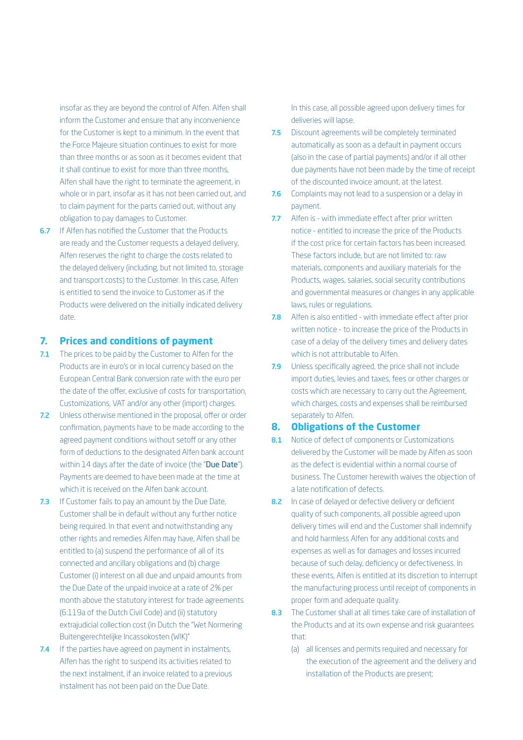insofar as they are beyond the control of Alfen. Alfen shall inform the Customer and ensure that any inconvenience for the Customer is kept to a minimum. In the event that the Force Majeure situation continues to exist for more than three months or as soon as it becomes evident that it shall continue to exist for more than three months, Alfen shall have the right to terminate the agreement, in whole or in part, insofar as it has not been carried out, and to claim payment for the parts carried out, without any obligation to pay damages to Customer.

**6.7** If Alfen has notified the Customer that the Products are ready and the Customer requests a delayed delivery, Alfen reserves the right to charge the costs related to the delayed delivery (including, but not limited to, storage and transport costs) to the Customer. In this case, Alfen is entitled to send the invoice to Customer as if the Products were delivered on the initially indicated delivery date.

## 7. Prices and conditions of payment

**7.1** The prices to be paid by the Customer to Alfen for the Products are in euro's or in local currency based on the European Central Bank conversion rate with the euro per the date of the offer, exclusive of costs for transportation, Customizations, VAT and/or any other (import) charges.

**7.2** Unless otherwise mentioned in the proposal, offer or order confirmation, payments have to be made according to the agreed payment conditions without setoff or any other form of deductions to the designated Alfen bank account within 14 days after the date of invoice (the "**Due Date**"). Payments are deemed to have been made at the time at which it is received on the Alfen bank account.

**7.3** If Customer fails to pay an amount by the Due Date, Customer shall be in default without any further notice being required. In that event and notwithstanding any other rights and remedies Alfen may have, Alfen shall be entitled to (a) suspend the performance of all of its connected and ancillary obligations and (b) charge Customer (i) interest on all due and unpaid amounts from the Due Date of the unpaid invoice at a rate of 2% per month above the statutory interest for trade agreements (6:119a of the Dutch Civil Code) and (ii) statutory extrajudicial collection cost (in Dutch the "Wet Normering Buitengerechtelijke Incassokosten (WIK)"

**7.4** If the parties have agreed on payment in instalments, Alfen has the right to suspend its activities related to the next instalment, if an invoice related to a previous instalment has not been paid on the Due Date. In this case, all possible agreed upon delivery times for deliveries will lapse.

**7.5** Discount agreements will be completely terminated automatically as soon as a default in payment occurs (also in the case of partial payments) and/or if all other due payments have not been made by the time of receipt of the discounted invoice amount, at the latest.

**7.6** Complaints may not lead to a suspension or a delay in payment.

**7.7** Alfen is - with immediate effect after prior written notice - entitled to increase the price of the Products if the cost price for certain factors has been increased. These factors include, but are not limited to: raw materials, components and auxiliary materials for the Products, wages, salaries, social security contributions and governmental measures or changes in any applicable laws, rules or regulations.

**7.8** Alfen is also entitled - with immediate effect after prior written notice - to increase the price of the Products in case of a delay of the delivery times and delivery dates which is not attributable to Alfen.

**7.9** Unless specifically agreed, the price shall not include import duties, levies and taxes, fees or other charges or costs which are necessary to carry out the Agreement, which charges, costs and expenses shall be reimbursed separately to Alfen.

## 8. Obligations of the Customer

**8.1** Notice of defect of components or Customizations delivered by the Customer will be made by Alfen as soon as the defect is evidential within a normal course of business. The Customer herewith waives the objection of a late notification of defects.

**8.2** In case of delayed or defective delivery or deficient quality of such components, all possible agreed upon delivery times will end and the Customer shall indemnify and hold harmless Alfen for any additional costs and expenses as well as for damages and losses incurred because of such delay, deficiency or defectiveness. In these events, Alfen is entitled at its discretion to interrupt the manufacturing process until receipt of components in proper form and adequate quality.

**8.3** The Customer shall at all times take care of installation of the Products and at its own expense and risk guarantees that:

(a) all licenses and permits required and necessary for the execution of the agreement and the delivery and installation of the Products are present;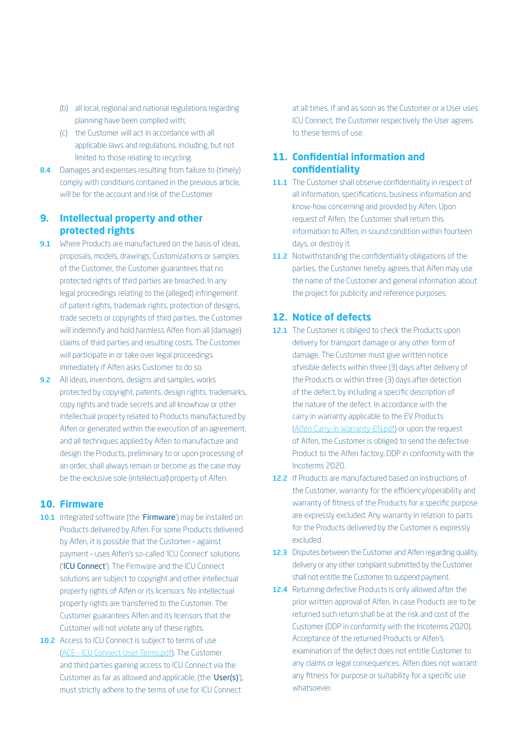(b) all local, regional and national regulations regarding planning have been complied with;

(c) the Customer will act in accordance with all applicable laws and regulations, including, but not limited to those relating to recycling.

**8.4** Damages and expenses resulting from failure to (timely) comply with conditions contained in the previous article, will be for the account and risk of the Customer

## 9. Intellectual property and other protected rights

**9.1** Where Products are manufactured on the basis of ideas, proposals, models, drawings, Customizations or samples of the Customer, the Customer guarantees that no protected rights of third parties are breached. In any legal proceedings relating to the (alleged) infringement of patent rights, trademark rights, protection of designs, trade secrets or copyrights of third parties, the Customer will indemnify and hold harmless Alfen from all (damage) claims of third parties and resulting costs. The Customer will participate in or take over legal proceedings immediately if Alfen asks Customer to do so.

**9.2** All ideas, inventions, designs and samples, works protected by copyright, patents, design rights, trademarks, copy rights and trade secrets and all knowhow or other intellectual property related to Products manufactured by Alfen or generated within the execution of an agreement, and all techniques applied by Alfen to manufacture and design the Products, preliminary to or upon processing of an order, shall always remain or become as the case may be the exclusive sole (intellectual) property of Alfen.

## 10. Firmware

**10.1** Integrated software (the '**Firmware**') may be installed on Products delivered by Alfen. For some Products delivered by Alfen, it is possible that the Customer – against payment – uses Alfen's so-called 'ICU Connect' solutions ('**ICU Connect**'). The Firmware and the ICU Connect solutions are subject to copyright and other intellectual property rights of Alfen or its licensors. No intellectual property rights are transferred to the Customer. The Customer guarantees Alfen and its licensors that the Customer will not violate any of these rights.

**10.2** Access to ICU Connect is subject to terms of use (ACE - ICU Connect User Terms.pdf). The Customer and third parties gaining access to ICU Connect via the Customer as far as allowed and applicable, (the '**User(s)**'), must strictly adhere to the terms of use for ICU Connect at all times. If and as soon as the Customer or a User uses ICU Connect, the Customer respectively the User agrees to these terms of use.

## 11. Confidential information and confidentiality

**11.1** The Customer shall observe confidentiality in respect of all information, specifications, business information and know-how concerning and provided by Alfen. Upon request of Alfen, the Customer shall return this information to Alfen, in sound condition within fourteen days, or destroy it.

**11.2** Notwithstanding the confidentiality obligations of the parties, the Customer hereby agrees that Alfen may use the name of the Customer and general information about the project for publicity and reference purposes.

## 12. Notice of defects

**12.1** The Customer is obliged to check the Products upon delivery for transport damage or any other form of damage. The Customer must give written notice ofvisible defects within three (3) days after delivery of the Products or within three (3) days after detection of the defect, by including a specific description of the nature of the defect. In accordance with the carry in warranty applicable to the EV Products (Alfen Carry-In Warranty-EN.pdf) or upon the request of Alfen, the Customer is obliged to send the defective Product to the Alfen factory, DDP in conformity with the Incoterms 2020.

**12.2** If Products are manufactured based on instructions of the Customer, warranty for the efficiency/operability and warranty of fitness of the Products for a specific purpose are expressly excluded. Any warranty in relation to parts for the Products delivered by the Customer is expressly excluded.

**12.3** Disputes between the Customer and Alfen regarding quality, delivery or any other complaint submitted by the Customer shall not entitle the Customer to suspend payment.

**12.4** Returning defective Products is only allowed after the prior written approval of Alfen. In case Products are to be returned such return shall be at the risk and cost of the Customer (DDP in conformity with the Incoterms 2020). Acceptance of the returned Products or Alfen's examination of the defect does not entitle Customer to any claims or legal consequences. Alfen does not warrant any fitness for purpose or suitability for a specific use whatsoever.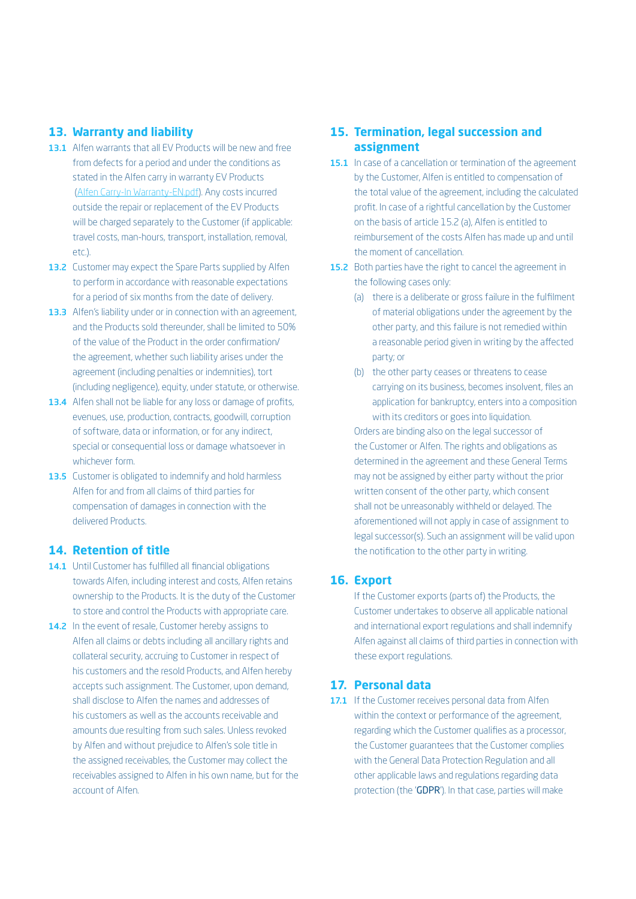## 13. Warranty and liability

**13.1** Alfen warrants that all EV Products will be new and free from defects for a period and under the conditions as stated in the Alfen carry in warranty EV Products (Alfen Carry-In Warranty-EN.pdf). Any costs incurred outside the repair or replacement of the EV Products will be charged separately to the Customer (if applicable: travel costs, man-hours, transport, installation, removal, etc.).

**13.2** Customer may expect the Spare Parts supplied by Alfen to perform in accordance with reasonable expectations for a period of six months from the date of delivery.

**13.3** Alfen's liability under or in connection with an agreement, and the Products sold thereunder, shall be limited to 50% of the value of the Product in the order confirmation/ the agreement, whether such liability arises under the agreement (including penalties or indemnities), tort (including negligence), equity, under statute, or otherwise.

**13.4** Alfen shall not be liable for any loss or damage of profits, evenues, use, production, contracts, goodwill, corruption of software, data or information, or for any indirect, special or consequential loss or damage whatsoever in whichever form.

**13.5** Customer is obligated to indemnify and hold harmless Alfen for and from all claims of third parties for compensation of damages in connection with the delivered Products.

## 14. Retention of title

**14.1** Until Customer has fulfilled all financial obligations towards Alfen, including interest and costs, Alfen retains ownership to the Products. It is the duty of the Customer to store and control the Products with appropriate care.

**14.2** In the event of resale, Customer hereby assigns to Alfen all claims or debts including all ancillary rights and collateral security, accruing to Customer in respect of his customers and the resold Products, and Alfen hereby accepts such assignment. The Customer, upon demand, shall disclose to Alfen the names and addresses of his customers as well as the accounts receivable and amounts due resulting from such sales. Unless revoked by Alfen and without prejudice to Alfen's sole title in the assigned receivables, the Customer may collect the receivables assigned to Alfen in his own name, but for the account of Alfen.

## 15. Termination, legal succession and assignment

**15.1** In case of a cancellation or termination of the agreement by the Customer, Alfen is entitled to compensation of the total value of the agreement, including the calculated profit. In case of a rightful cancellation by the Customer on the basis of article 15.2 (a), Alfen is entitled to reimbursement of the costs Alfen has made up and until the moment of cancellation.

**15.2** Both parties have the right to cancel the agreement in the following cases only:

(a) there is a deliberate or gross failure in the fulfilment of material obligations under the agreement by the other party, and this failure is not remedied within a reasonable period given in writing by the affected party; or

(b) the other party ceases or threatens to cease carrying on its business, becomes insolvent, files an application for bankruptcy, enters into a composition with its creditors or goes into liquidation.

Orders are binding also on the legal successor of the Customer or Alfen. The rights and obligations as determined in the agreement and these General Terms may not be assigned by either party without the prior written consent of the other party, which consent shall not be unreasonably withheld or delayed. The aforementioned will not apply in case of assignment to legal successor(s). Such an assignment will be valid upon the notification to the other party in writing.

## 16. Export

If the Customer exports (parts of) the Products, the Customer undertakes to observe all applicable national and international export regulations and shall indemnify Alfen against all claims of third parties in connection with these export regulations.

## 17. Personal data

**17.1** If the Customer receives personal data from Alfen within the context or performance of the agreement, regarding which the Customer qualifies as a processor, the Customer guarantees that the Customer complies with the General Data Protection Regulation and all other applicable laws and regulations regarding data protection (the '**GDPR**'). In that case, parties will make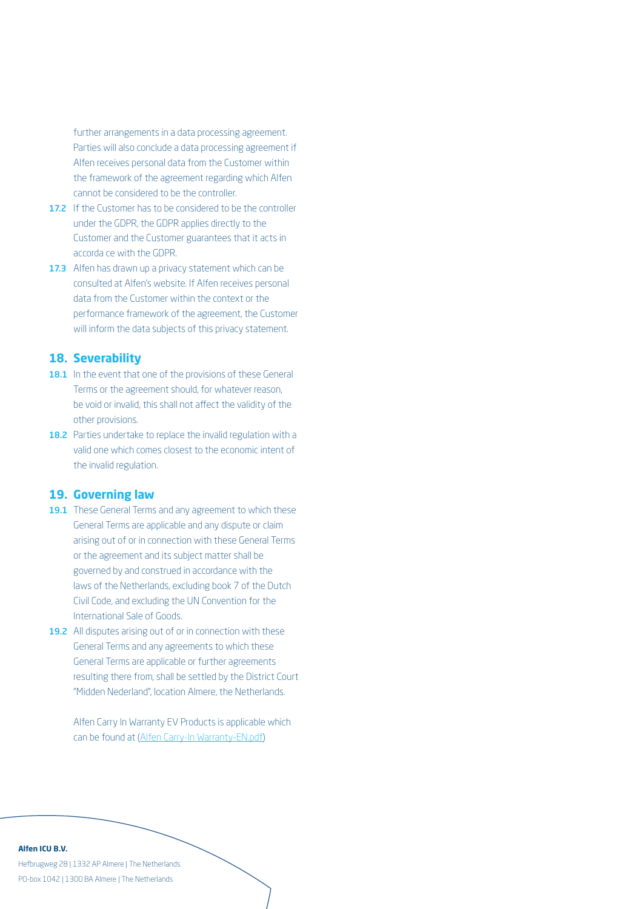further arrangements in a data processing agreement. Parties will also conclude a data processing agreement if Alfen receives personal data from the Customer within the framework of the agreement regarding which Alfen cannot be considered to be the controller.

**17.2** If the Customer has to be considered to be the controller under the GDPR, the GDPR applies directly to the Customer and the Customer guarantees that it acts in accorda ce with the GDPR.

**17.3** Alfen has drawn up a privacy statement which can be consulted at Alfen's website. If Alfen receives personal data from the Customer within the context or the performance framework of the agreement, the Customer will inform the data subjects of this privacy statement.

## 18. Severability

**18.1** In the event that one of the provisions of these General Terms or the agreement should, for whatever reason, be void or invalid, this shall not affect the validity of the other provisions.

**18.2** Parties undertake to replace the invalid regulation with a valid one which comes closest to the economic intent of the invalid regulation.

## 19. Governing law

**19.1** These General Terms and any agreement to which these General Terms are applicable and any dispute or claim arising out of or in connection with these General Terms or the agreement and its subject matter shall be governed by and construed in accordance with the laws of the Netherlands, excluding book 7 of the Dutch Civil Code, and excluding the UN Convention for the International Sale of Goods.

**19.2** All disputes arising out of or in connection with these General Terms and any agreements to which these General Terms are applicable or further agreements resulting there from, shall be settled by the District Court "Midden Nederland", location Almere, the Netherlands.

Alfen Carry In Warranty EV Products is applicable which can be found at (Alfen Carry-In Warranty-EN.pdf)

**Alfen ICU B.V.**
Hefbrugweg 28 | 1332 AP Almere | The Netherlands
PO-box 1042 | 1300 BA Almere | The Netherlands